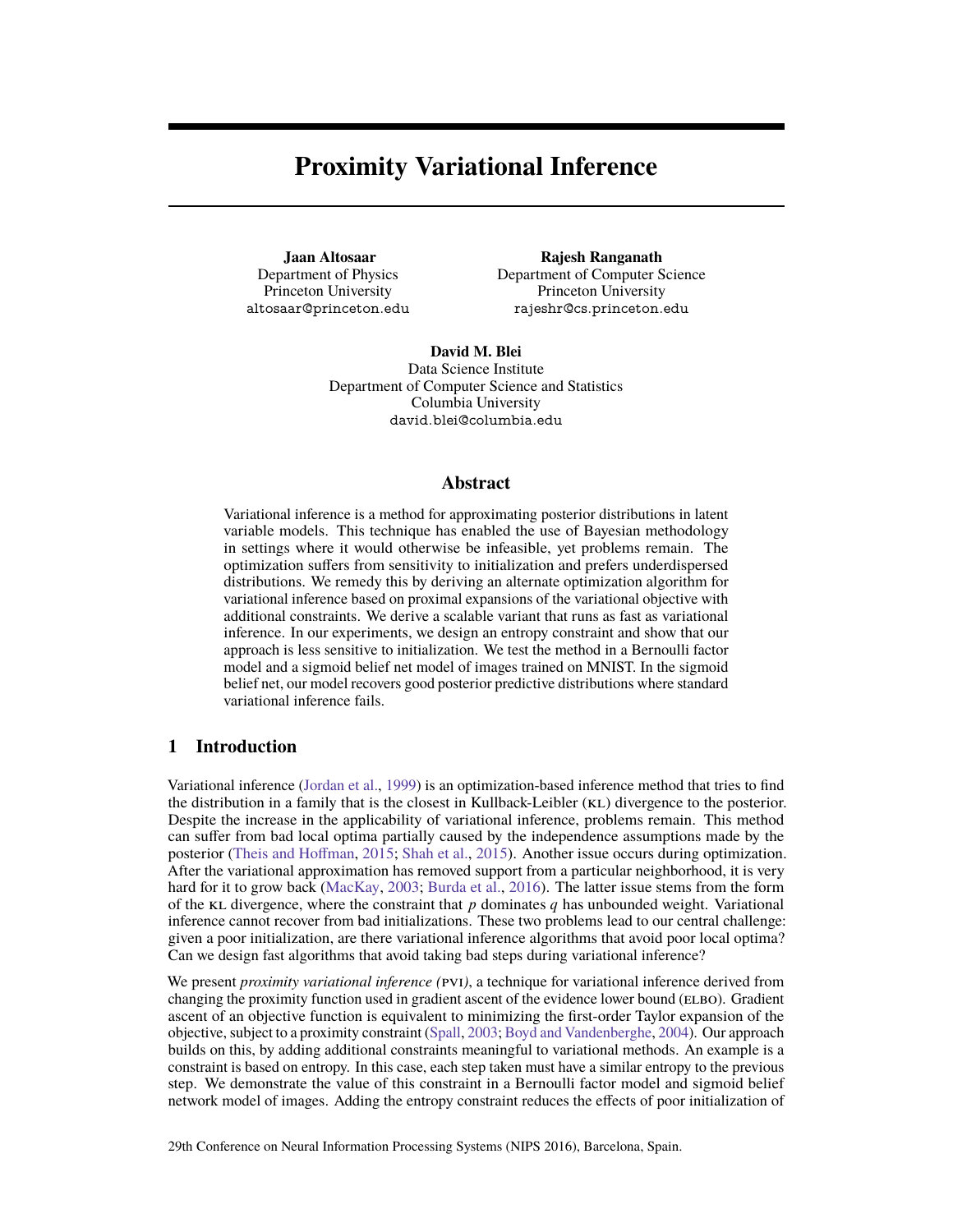# Proximity Variational Inference

**Jaan Altosaar**
Department of Physics
Princeton University
altosaar@princeton.edu

**Rajesh Ranganath**
Department of Computer Science
Princeton University
rajeshr@cs.princeton.edu

**David M. Blei**
Data Science Institute
Department of Computer Science and Statistics
Columbia University
david.blei@columbia.edu

## Abstract

Variational inference is a method for approximating posterior distributions in latent variable models. This technique has enabled the use of Bayesian methodology in settings where it would otherwise be infeasible, yet problems remain. The optimization suffers from sensitivity to initialization and prefers underdispersed distributions. We remedy this by deriving an alternate optimization algorithm for variational inference based on proximal expansions of the variational objective with additional constraints. We derive a scalable variant that runs as fast as variational inference. In our experiments, we design an entropy constraint and show that our approach is less sensitive to initialization. We test the method in a Bernoulli factor model and a sigmoid belief net model of images trained on MNIST. In the sigmoid belief net, our model recovers good posterior predictive distributions where standard variational inference fails.

## 1 Introduction

Variational inference (Jordan et al., 1999) is an optimization-based inference method that tries to find the distribution in a family that is the closest in Kullback-Leibler (KL) divergence to the posterior. Despite the increase in the applicability of variational inference, problems remain. This method can suffer from bad local optima partially caused by the independence assumptions made by the posterior (Theis and Hoffman, 2015; Shah et al., 2015). Another issue occurs during optimization. After the variational approximation has removed support from a particular neighborhood, it is very hard for it to grow back (MacKay, 2003; Burda et al., 2016). The latter issue stems from the form of the KL divergence, where the constraint that $p$ dominates $q$ has unbounded weight. Variational inference cannot recover from bad initializations. These two problems lead to our central challenge: given a poor initialization, are there variational inference algorithms that avoid poor local optima? Can we design fast algorithms that avoid taking bad steps during variational inference?

We present *proximity variational inference (PVI)*, a technique for variational inference derived from changing the proximity function used in gradient ascent of the evidence lower bound (ELBO). Gradient ascent of an objective function is equivalent to minimizing the first-order Taylor expansion of the objective, subject to a proximity constraint (Spall, 2003; Boyd and Vandenberghe, 2004). Our approach builds on this, by adding additional constraints meaningful to variational methods. An example is a constraint is based on entropy. In this case, each step taken must have a similar entropy to the previous step. We demonstrate the value of this constraint in a Bernoulli factor model and sigmoid belief network model of images. Adding the entropy constraint reduces the effects of poor initialization of

29th Conference on Neural Information Processing Systems (NIPS 2016), Barcelona, Spain.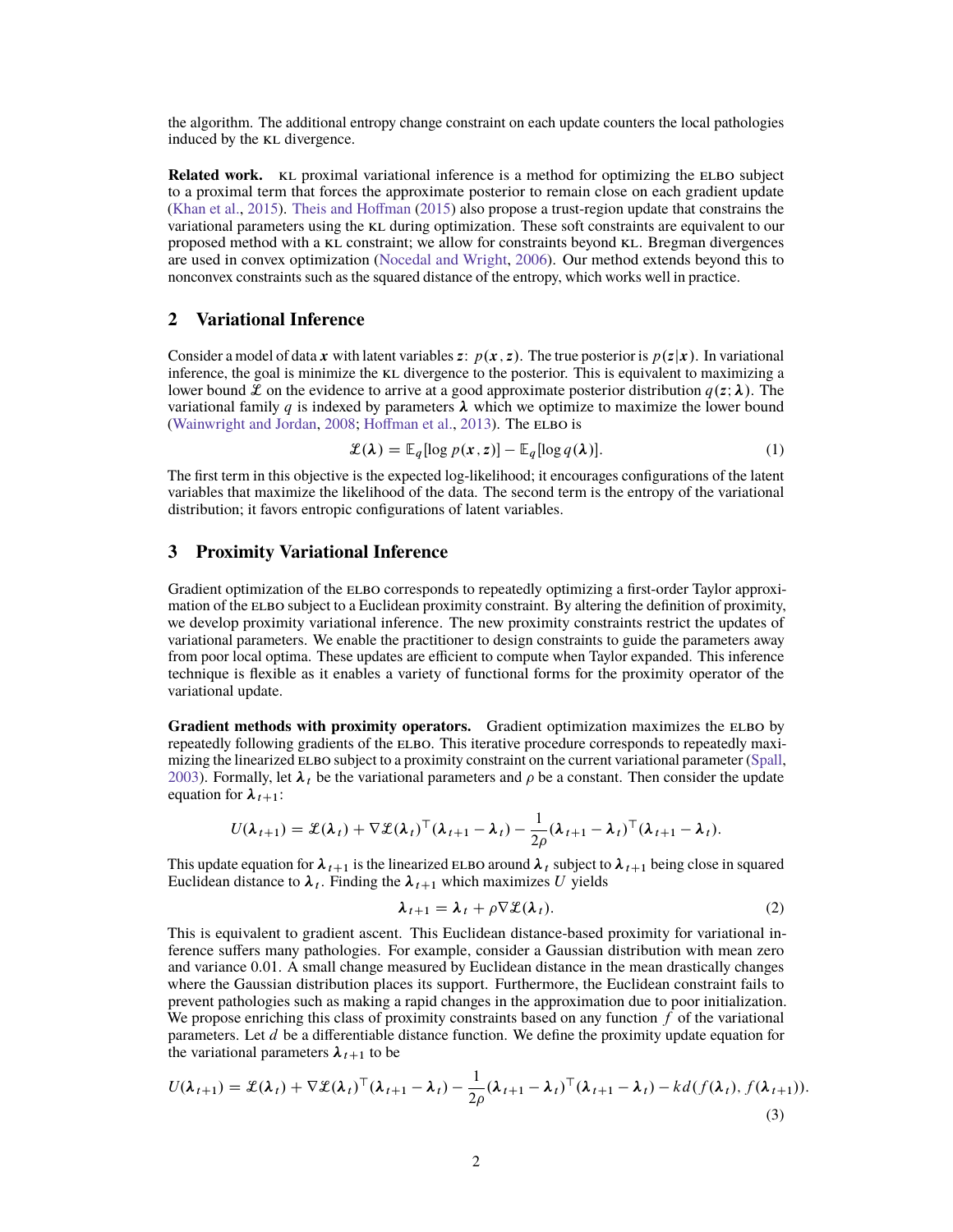the algorithm. The additional entropy change constraint on each update counters the local pathologies induced by the KL divergence.

**Related work.** KL proximal variational inference is a method for optimizing the ELBO subject to a proximal term that forces the approximate posterior to remain close on each gradient update (Khan et al., 2015). Theis and Hoffman (2015) also propose a trust-region update that constrains the variational parameters using the KL during optimization. These soft constraints are equivalent to our proposed method with a KL constraint; we allow for constraints beyond KL. Bregman divergences are used in convex optimization (Nocedal and Wright, 2006). Our method extends beyond this to nonconvex constraints such as the squared distance of the entropy, which works well in practice.

## 2 Variational Inference

Consider a model of data $\boldsymbol{x}$ with latent variables $\boldsymbol{z}$: $p(\boldsymbol{x}, \boldsymbol{z})$. The true posterior is $p(\boldsymbol{z} | \boldsymbol{x})$. In variational inference, the goal is minimize the KL divergence to the posterior. This is equivalent to maximizing a lower bound $\mathcal{L}$ on the evidence to arrive at a good approximate posterior distribution $q(\boldsymbol{z}; \boldsymbol{\lambda})$. The variational family $q$ is indexed by parameters $\boldsymbol{\lambda}$ which we optimize to maximize the lower bound (Wainwright and Jordan, 2008; Hoffman et al., 2013). The ELBO is

$$\mathcal{L}(\boldsymbol{\lambda}) = \mathbb{E}_q[\log p(\boldsymbol{x}, \boldsymbol{z})] - \mathbb{E}_q[\log q(\boldsymbol{\lambda})]. \tag{1}$$

The first term in this objective is the expected log-likelihood; it encourages configurations of the latent variables that maximize the likelihood of the data. The second term is the entropy of the variational distribution; it favors entropic configurations of latent variables.

## 3 Proximity Variational Inference

Gradient optimization of the ELBO corresponds to repeatedly optimizing a first-order Taylor approximation of the ELBO subject to a Euclidean proximity constraint. By altering the definition of proximity, we develop proximity variational inference. The new proximity constraints restrict the updates of variational parameters. We enable the practitioner to design constraints to guide the parameters away from poor local optima. These updates are efficient to compute when Taylor expanded. This inference technique is flexible as it enables a variety of functional forms for the proximity operator of the variational update.

**Gradient methods with proximity operators.** Gradient optimization maximizes the ELBO by repeatedly following gradients of the ELBO. This iterative procedure corresponds to repeatedly maximizing the linearized ELBO subject to a proximity constraint on the current variational parameter (Spall, 2003). Formally, let $\boldsymbol{\lambda}_t$ be the variational parameters and $\rho$ be a constant. Then consider the update equation for $\boldsymbol{\lambda}_{t+1}$:

$$U(\boldsymbol{\lambda}_{t+1}) = \mathcal{L}(\boldsymbol{\lambda}_t) + \nabla \mathcal{L}(\boldsymbol{\lambda}_t)^\top (\boldsymbol{\lambda}_{t+1} - \boldsymbol{\lambda}_t) - \frac{1}{2\rho} (\boldsymbol{\lambda}_{t+1} - \boldsymbol{\lambda}_t)^\top (\boldsymbol{\lambda}_{t+1} - \boldsymbol{\lambda}_t).$$

This update equation for $\boldsymbol{\lambda}_{t+1}$ is the linearized ELBO around $\boldsymbol{\lambda}_t$ subject to $\boldsymbol{\lambda}_{t+1}$ being close in squared Euclidean distance to $\boldsymbol{\lambda}_t$. Finding the $\boldsymbol{\lambda}_{t+1}$ which maximizes $U$ yields

$$\boldsymbol{\lambda}_{t+1} = \boldsymbol{\lambda}_t + \rho \nabla \mathcal{L}(\boldsymbol{\lambda}_t). \tag{2}$$

This is equivalent to gradient ascent. This Euclidean distance-based proximity for variational inference suffers many pathologies. For example, consider a Gaussian distribution with mean zero and variance 0.01. A small change measured by Euclidean distance in the mean drastically changes where the Gaussian distribution places its support. Furthermore, the Euclidean constraint fails to prevent pathologies such as making a rapid changes in the approximation due to poor initialization. We propose enriching this class of proximity constraints based on any function $f$ of the variational parameters. Let $d$ be a differentiable distance function. We define the proximity update equation for the variational parameters $\boldsymbol{\lambda}_{t+1}$ to be

$$U(\boldsymbol{\lambda}_{t+1}) = \mathcal{L}(\boldsymbol{\lambda}_t) + \nabla \mathcal{L}(\boldsymbol{\lambda}_t)^\top (\boldsymbol{\lambda}_{t+1} - \boldsymbol{\lambda}_t) - \frac{1}{2\rho} (\boldsymbol{\lambda}_{t+1} - \boldsymbol{\lambda}_t)^\top (\boldsymbol{\lambda}_{t+1} - \boldsymbol{\lambda}_t) - k d(f(\boldsymbol{\lambda}_t), f(\boldsymbol{\lambda}_{t+1})). \tag{3}$$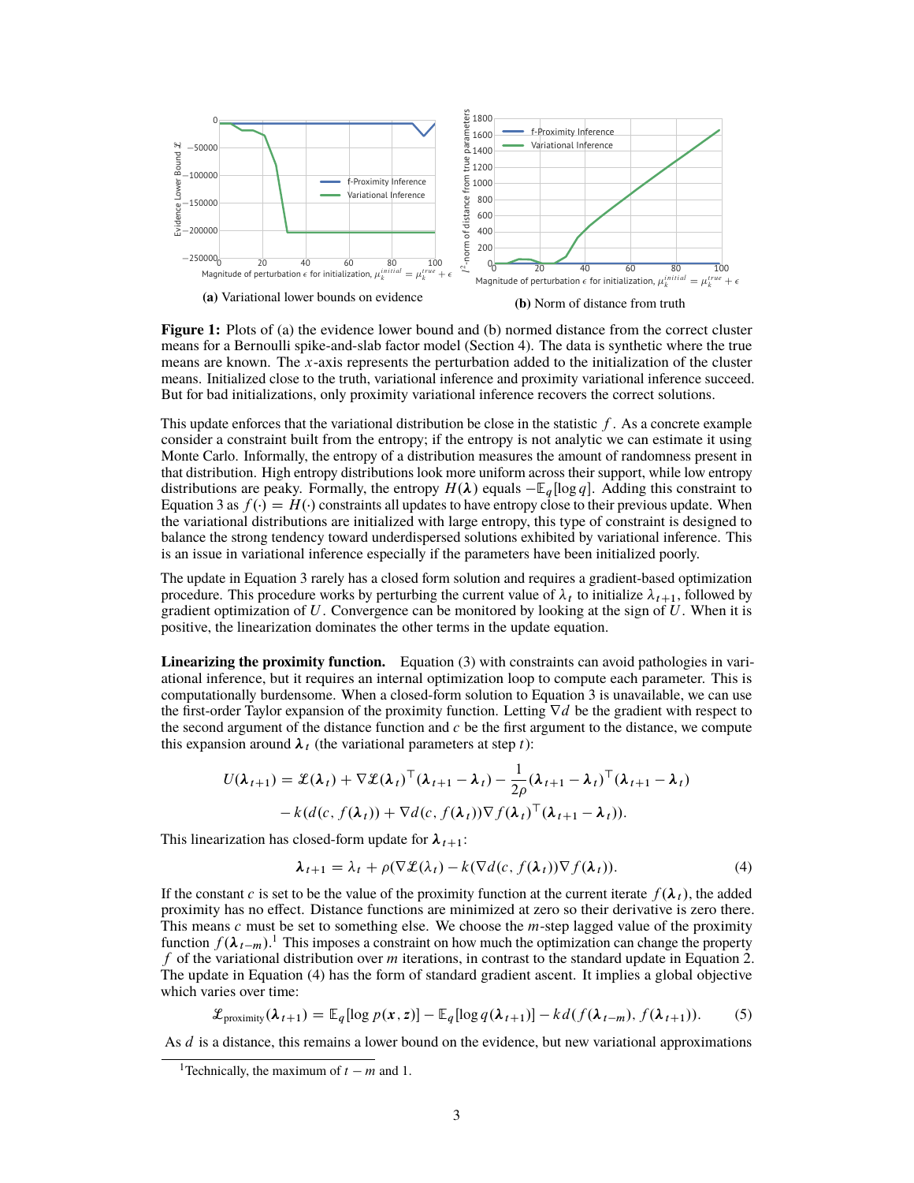**(a)** Variational lower bounds on evidence

**(b)** Norm of distance from truth

**Figure 1:** Plots of (a) the evidence lower bound and (b) normed distance from the correct cluster means for a Bernoulli spike-and-slab factor model (Section 4). The data is synthetic where the true means are known. The $x$-axis represents the perturbation added to the initialization of the cluster means. Initialized close to the truth, variational inference and proximity variational inference succeed. But for bad initializations, only proximity variational inference recovers the correct solutions.

This update enforces that the variational distribution be close in the statistic $f$. As a concrete example consider a constraint built from the entropy; if the entropy is not analytic we can estimate it using Monte Carlo. Informally, the entropy of a distribution measures the amount of randomness present in that distribution. High entropy distributions look more uniform across their support, while low entropy distributions are peaky. Formally, the entropy $H(\lambda)$ equals $-\mathbb{E}_q[\log q]$. Adding this constraint to Equation 3 as $f(\cdot) = H(\cdot)$ constraints all updates to have entropy close to their previous update. When the variational distributions are initialized with large entropy, this type of constraint is designed to balance the strong tendency toward underdispersed solutions exhibited by variational inference. This is an issue in variational inference especially if the parameters have been initialized poorly.

The update in Equation 3 rarely has a closed form solution and requires a gradient-based optimization procedure. This procedure works by perturbing the current value of $\lambda_t$ to initialize $\lambda_{t+1}$, followed by gradient optimization of $U$. Convergence can be monitored by looking at the sign of $U$. When it is positive, the linearization dominates the other terms in the update equation.

**Linearizing the proximity function.** Equation (3) with constraints can avoid pathologies in variational inference, but it requires an internal optimization loop to compute each parameter. This is computationally burdensome. When a closed-form solution to Equation 3 is unavailable, we can use the first-order Taylor expansion of the proximity function. Letting $\nabla d$ be the gradient with respect to the second argument of the distance function and $c$ be the first argument to the distance, we compute this expansion around $\boldsymbol{\lambda}_t$ (the variational parameters at step $t$):

$$
\begin{aligned}
U(\boldsymbol{\lambda}_{t+1}) = \mathcal{L}(\boldsymbol{\lambda}_t) + \nabla\mathcal{L}(\boldsymbol{\lambda}_t)^\top(\boldsymbol{\lambda}_{t+1} - \boldsymbol{\lambda}_t) - \frac{1}{2\rho}(\boldsymbol{\lambda}_{t+1} - \boldsymbol{\lambda}_t)^\top(\boldsymbol{\lambda}_{t+1} - \boldsymbol{\lambda}_t) \\
- k(d(c, f(\boldsymbol{\lambda}_t)) + \nabla d(c, f(\boldsymbol{\lambda}_t))\nabla f(\boldsymbol{\lambda}_t)^\top(\boldsymbol{\lambda}_{t+1} - \boldsymbol{\lambda}_t)).
\end{aligned}
$$

This linearization has closed-form update for $\boldsymbol{\lambda}_{t+1}$:

$$
\boldsymbol{\lambda}_{t+1} = \lambda_t + \rho(\nabla\mathcal{L}(\lambda_t) - k(\nabla d(c, f(\boldsymbol{\lambda}_t))\nabla f(\boldsymbol{\lambda}_t)). \tag{4}
$$

If the constant $c$ is set to be the value of the proximity function at the current iterate $f(\boldsymbol{\lambda}_t)$, the added proximity has no effect. Distance functions are minimized at zero so their derivative is zero there. This means $c$ must be set to something else. We choose the $m$-step lagged value of the proximity function $f(\boldsymbol{\lambda}_{t-m})$.[1] This imposes a constraint on how much the optimization can change the property $f$ of the variational distribution over $m$ iterations, in contrast to the standard update in Equation 2. The update in Equation (4) has the form of standard gradient ascent. It implies a global objective which varies over time:

$$
\mathcal{L}_{\text{proximity}}(\boldsymbol{\lambda}_{t+1}) = \mathbb{E}_q[\log p(\boldsymbol{x}, \boldsymbol{z})] - \mathbb{E}_q[\log q(\boldsymbol{\lambda}_{t+1})] - kd(f(\boldsymbol{\lambda}_{t-m}), f(\boldsymbol{\lambda}_{t+1})). \tag{5}
$$

As $d$ is a distance, this remains a lower bound on the evidence, but new variational approximations

[1] Technically, the maximum of $t - m$ and 1.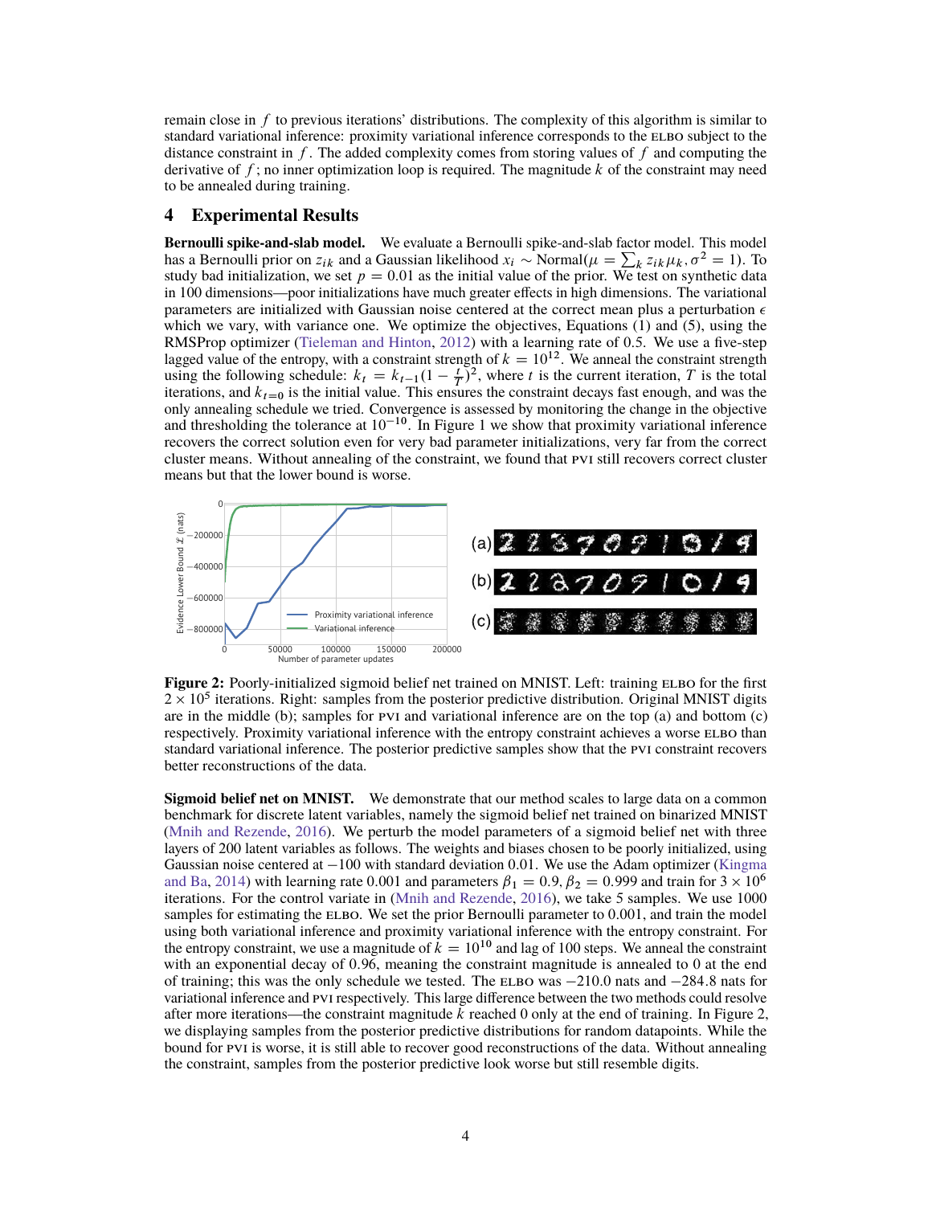remain close in $f$ to previous iterations' distributions. The complexity of this algorithm is similar to standard variational inference: proximity variational inference corresponds to the ELBO subject to the distance constraint in $f$. The added complexity comes from storing values of $f$ and computing the derivative of $f$; no inner optimization loop is required. The magnitude $k$ of the constraint may need to be annealed during training.

## 4 Experimental Results

**Bernoulli spike-and-slab model.** We evaluate a Bernoulli spike-and-slab factor model. This model has a Bernoulli prior on $z_{ik}$ and a Gaussian likelihood $x_i \sim \text{Normal}(\mu = \sum_k z_{ik}\mu_k, \sigma^2 = 1)$. To study bad initialization, we set $p = 0.01$ as the initial value of the prior. We test on synthetic data in 100 dimensions—poor initializations have much greater effects in high dimensions. The variational parameters are initialized with Gaussian noise centered at the correct mean plus a perturbation $\epsilon$ which we vary, with variance one. We optimize the objectives, Equations (1) and (5), using the RMSProp optimizer (Tieleman and Hinton, 2012) with a learning rate of 0.5. We use a five-step lagged value of the entropy, with a constraint strength of $k = 10^{12}$. We anneal the constraint strength using the following schedule: $k_t = k_{t-1}(1 - \frac{t}{T})^2$, where $t$ is the current iteration, $T$ is the total iterations, and $k_{t=0}$ is the initial value. This ensures the constraint decays fast enough, and was the only annealing schedule we tried. Convergence is assessed by monitoring the change in the objective and thresholding the tolerance at $10^{-10}$. In Figure 1 we show that proximity variational inference recovers the correct solution even for very bad parameter initializations, very far from the correct cluster means. Without annealing of the constraint, we found that PVI still recovers correct cluster means but that the lower bound is worse.

**Figure 2:** Poorly-initialized sigmoid belief net trained on MNIST. Left: training ELBO for the first $2 \times 10^5$ iterations. Right: samples from the posterior predictive distribution. Original MNIST digits are in the middle (b); samples for PVI and variational inference are on the top (a) and bottom (c) respectively. Proximity variational inference with the entropy constraint achieves a worse ELBO than standard variational inference. The posterior predictive samples show that the PVI constraint recovers better reconstructions of the data.

**Sigmoid belief net on MNIST.** We demonstrate that our method scales to large data on a common benchmark for discrete latent variables, namely the sigmoid belief net trained on binarized MNIST (Mnih and Rezende, 2016). We perturb the model parameters of a sigmoid belief net with three layers of 200 latent variables as follows. The weights and biases chosen to be poorly initialized, using Gaussian noise centered at $-100$ with standard deviation 0.01. We use the Adam optimizer (Kingma and Ba, 2014) with learning rate 0.001 and parameters $\beta_1 = 0.9, \beta_2 = 0.999$ and train for $3 \times 10^6$ iterations. For the control variate in (Mnih and Rezende, 2016), we take 5 samples. We use 1000 samples for estimating the ELBO. We set the prior Bernoulli parameter to 0.001, and train the model using both variational inference and proximity variational inference with the entropy constraint. For the entropy constraint, we use a magnitude of $k = 10^{10}$ and lag of 100 steps. We anneal the constraint with an exponential decay of 0.96, meaning the constraint magnitude is annealed to 0 at the end of training; this was the only schedule we tested. The ELBO was $-210.0$ nats and $-284.8$ nats for variational inference and PVI respectively. This large difference between the two methods could resolve after more iterations—the constraint magnitude $k$ reached 0 only at the end of training. In Figure 2, we displaying samples from the posterior predictive distributions for random datapoints. While the bound for PVI is worse, it is still able to recover good reconstructions of the data. Without annealing the constraint, samples from the posterior predictive look worse but still resemble digits.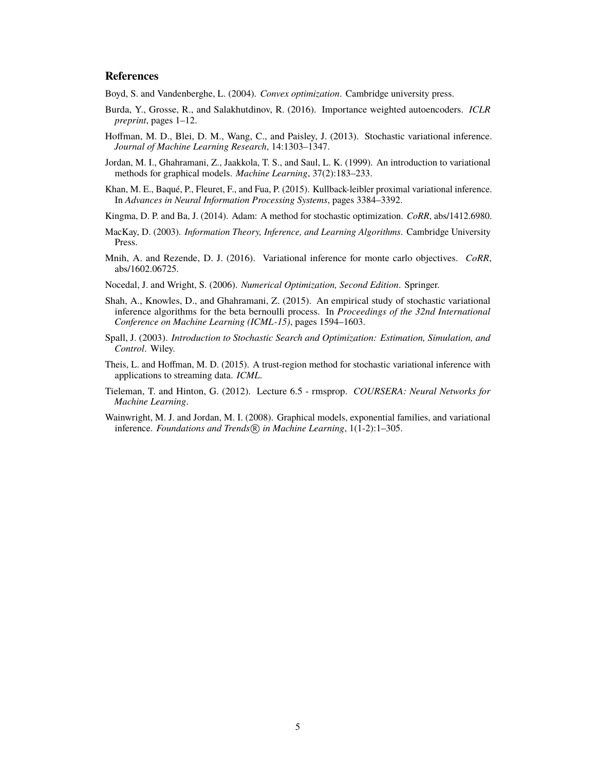## References

Boyd, S. and Vandenberghe, L. (2004). *Convex optimization*. Cambridge university press.

Burda, Y., Grosse, R., and Salakhutdinov, R. (2016). Importance weighted autoencoders. *ICLR preprint*, pages 1–12.

Hoffman, M. D., Blei, D. M., Wang, C., and Paisley, J. (2013). Stochastic variational inference. *Journal of Machine Learning Research*, 14:1303–1347.

Jordan, M. I., Ghahramani, Z., Jaakkola, T. S., and Saul, L. K. (1999). An introduction to variational methods for graphical models. *Machine Learning*, 37(2):183–233.

Khan, M. E., Baqué, P., Fleuret, F., and Fua, P. (2015). Kullback-leibler proximal variational inference. In *Advances in Neural Information Processing Systems*, pages 3384–3392.

Kingma, D. P. and Ba, J. (2014). Adam: A method for stochastic optimization. *CoRR*, abs/1412.6980.

MacKay, D. (2003). *Information Theory, Inference, and Learning Algorithms*. Cambridge University Press.

Mnih, A. and Rezende, D. J. (2016). Variational inference for monte carlo objectives. *CoRR*, abs/1602.06725.

Nocedal, J. and Wright, S. (2006). *Numerical Optimization, Second Edition*. Springer.

Shah, A., Knowles, D., and Ghahramani, Z. (2015). An empirical study of stochastic variational inference algorithms for the beta bernoulli process. In *Proceedings of the 32nd International Conference on Machine Learning (ICML-15)*, pages 1594–1603.

Spall, J. (2003). *Introduction to Stochastic Search and Optimization: Estimation, Simulation, and Control*. Wiley.

Theis, L. and Hoffman, M. D. (2015). A trust-region method for stochastic variational inference with applications to streaming data. *ICML*.

Tieleman, T. and Hinton, G. (2012). Lecture 6.5 - rmsprop. *COURSERA: Neural Networks for Machine Learning*.

Wainwright, M. J. and Jordan, M. I. (2008). Graphical models, exponential families, and variational inference. *Foundations and Trends® in Machine Learning*, 1(1-2):1–305.